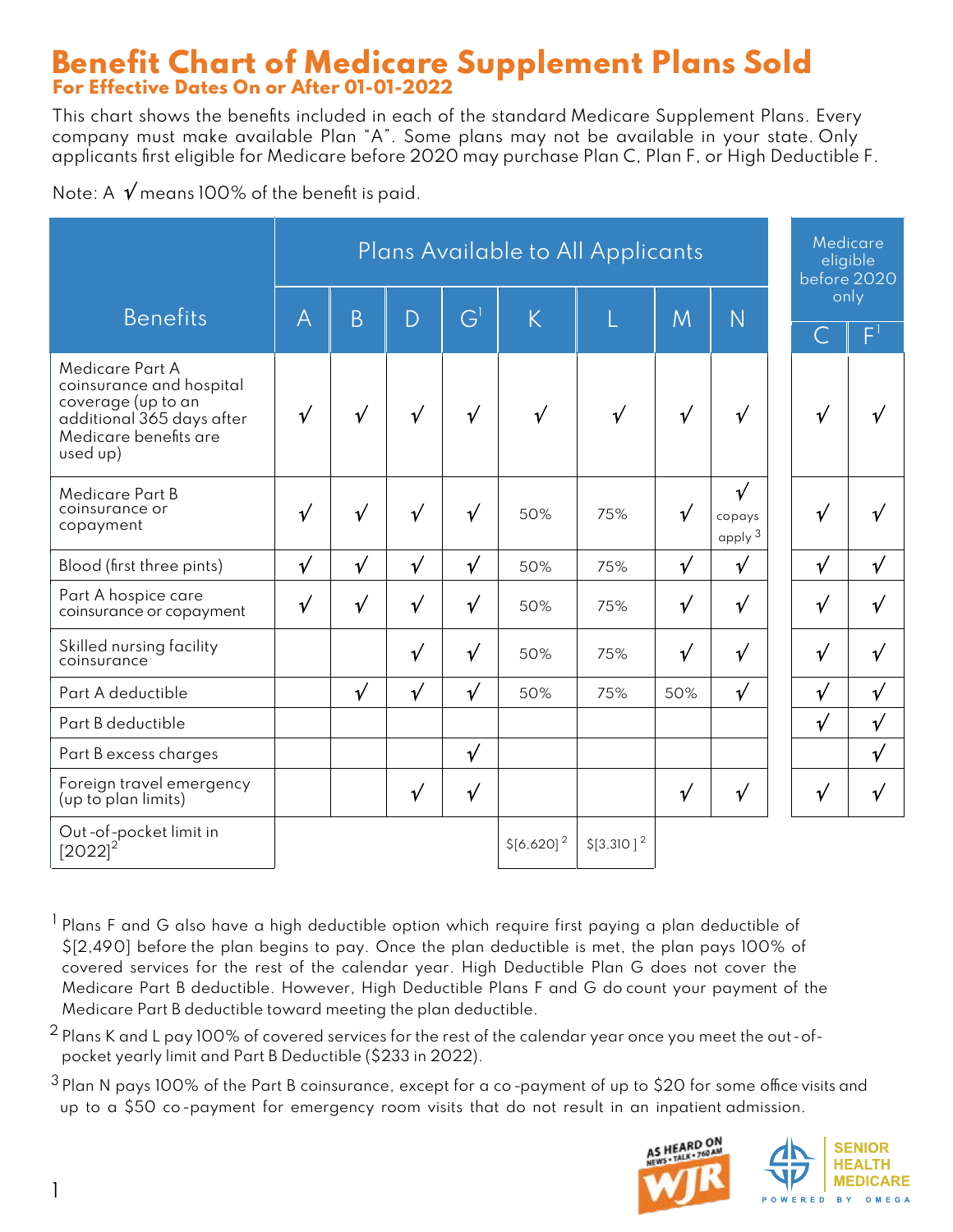# Benefit Chart of Medicare Supplement Plans Sold

## For Effective Dates On or After 01-01-2022

This chart shows the benefits included in each of the standard Medicare Supplement Plans. Every company must make available Plan "A". Some plans may not be available in your state. Only applicants first eligible for Medicare before 2020 may purchase Plan C, Plan F, or High Deductible F.

Note: A √ means 100% of the benefit is paid.

| Benefits | Plans Available to All Applicants | | | | | | | | Medicare eligible before 2020 only | |
|---|---|---|---|---|---|---|---|---|---|---|
| | A | B | D | G[1] | K | L | M | N | C | F[1] |
| Medicare Part A coinsurance and hospital coverage (up to an additional 365 days after Medicare benefits are used up) | √ | √ | √ | √ | √ | √ | √ | √ | √ | √ |
| Medicare Part B coinsurance or copayment | √ | √ | √ | √ | 50% | 75% | √ | √ copays apply [3] | √ | √ |
| Blood (first three pints) | √ | √ | √ | √ | 50% | 75% | √ | √ | √ | √ |
| Part A hospice care coinsurance or copayment | √ | √ | √ | √ | 50% | 75% | √ | √ | √ | √ |
| Skilled nursing facility coinsurance | | | √ | √ | 50% | 75% | √ | √ | √ | √ |
| Part A deductible | | √ | √ | √ | 50% | 75% | 50% | √ | √ | √ |
| Part B deductible | | | | | | | | | √ | √ |
| Part B excess charges | | | | √ | | | | | | √ |
| Foreign travel emergency (up to plan limits) | | | √ | √ | | | √ | √ | √ | √ |
| Out-of-pocket limit in [2022][2] | | | | | $[6,620] [2] | $[3,310] [2] | | | | |

[1] Plans F and G also have a high deductible option which require first paying a plan deductible of $[2,490] before the plan begins to pay. Once the plan deductible is met, the plan pays 100% of covered services for the rest of the calendar year. High Deductible Plan G does not cover the Medicare Part B deductible. However, High Deductible Plans F and G do count your payment of the Medicare Part B deductible toward meeting the plan deductible.

[2] Plans K and L pay 100% of covered services for the rest of the calendar year once you meet the out-of-pocket yearly limit and Part B Deductible ($233 in 2022).

[3] Plan N pays 100% of the Part B coinsurance, except for a co-payment of up to $20 for some office visits and up to a $50 co-payment for emergency room visits that do not result in an inpatient admission.

AS HEARD ON NEWS • TALK • 760 AM WJR

SENIOR HEALTH MEDICARE POWERED BY OMEGA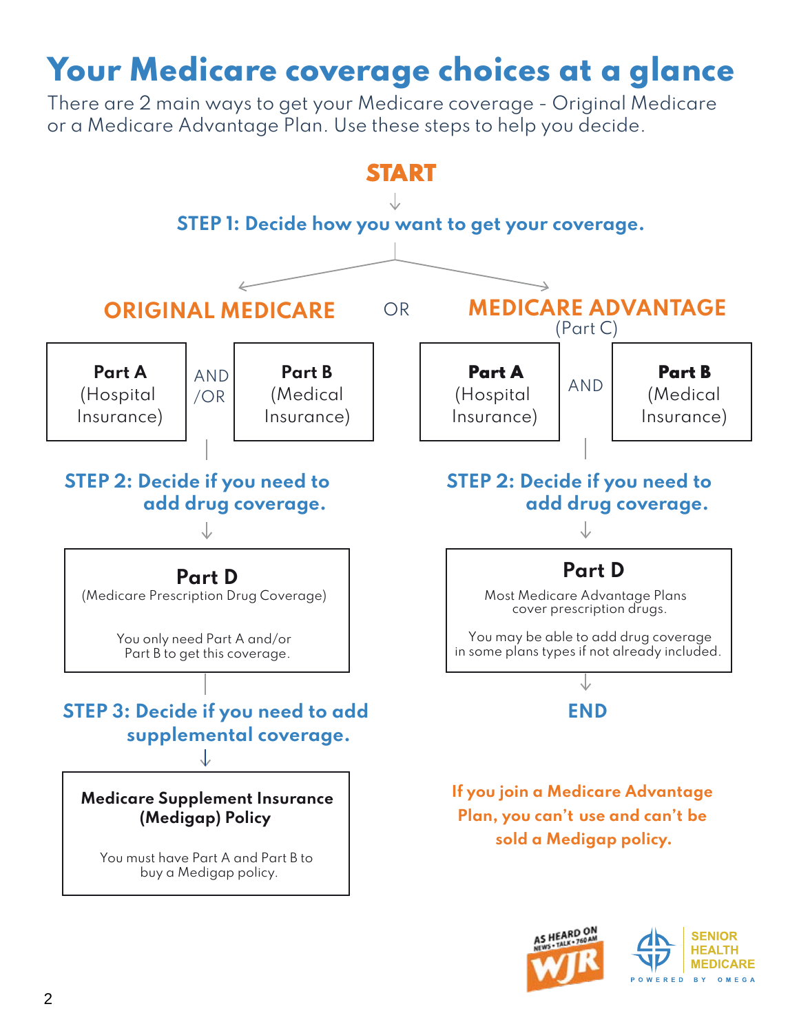# Your Medicare coverage choices at a glance

There are 2 main ways to get your Medicare coverage - Original Medicare or a Medicare Advantage Plan. Use these steps to help you decide.

**START**

**STEP 1: Decide how you want to get your coverage.**

## ORIGINAL MEDICARE

OR

## MEDICARE ADVANTAGE (Part C)

### Original Medicare

**Part A** (Hospital Insurance) AND/OR **Part B** (Medical Insurance)

**STEP 2: Decide if you need to add drug coverage.**

**Part D** (Medicare Prescription Drug Coverage)

You only need Part A and/or Part B to get this coverage.

**STEP 3: Decide if you need to add supplemental coverage.**

**Medicare Supplement Insurance (Medigap) Policy**

You must have Part A and Part B to buy a Medigap policy.

### Medicare Advantage (Part C)

**Part A** (Hospital Insurance) AND **Part B** (Medical Insurance)

**STEP 2: Decide if you need to add drug coverage.**

**Part D**

Most Medicare Advantage Plans cover prescription drugs.

You may be able to add drug coverage in some plans types if not already included.

**END**

**If you join a Medicare Advantage Plan, you can't use and can't be sold a Medigap policy.**

AS HEARD ON NEWS • TALK • 760 AM WJR

SENIOR HEALTH MEDICARE

POWERED BY OMEGA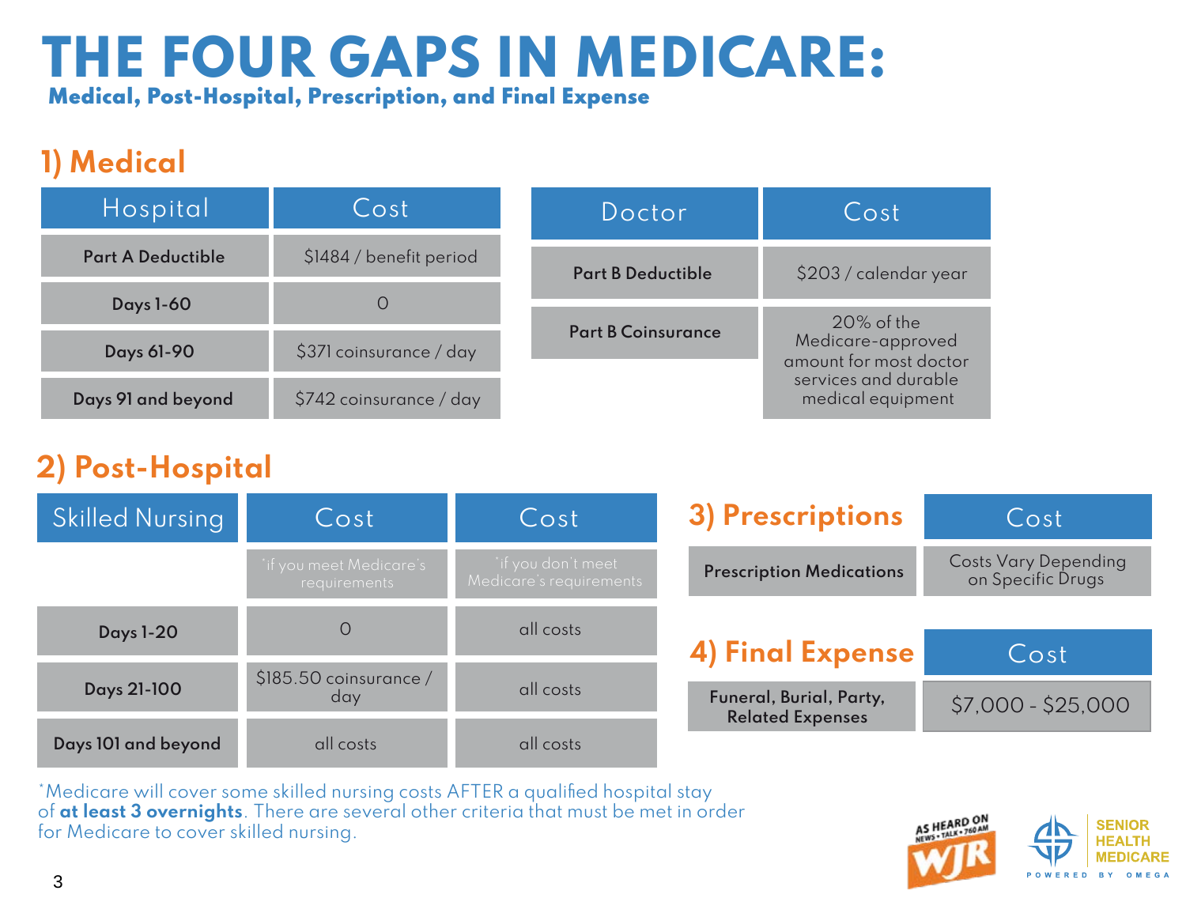# THE FOUR GAPS IN MEDICARE:

**Medical, Post-Hospital, Prescription, and Final Expense**

## 1) Medical

| Hospital | Cost |
|---|---|
| **Part A Deductible** | $1484 / benefit period |
| **Days 1-60** | 0 |
| **Days 61-90** | $371 coinsurance / day |
| **Days 91 and beyond** | $742 coinsurance / day |

| Doctor | Cost |
|---|---|
| **Part B Deductible** | $203 / calendar year |
| **Part B Coinsurance** | 20% of the Medicare-approved amount for most doctor services and durable medical equipment |

## 2) Post-Hospital

| Skilled Nursing | Cost | Cost |
|---|---|---|
| | *if you meet Medicare's requirements | *if you don't meet Medicare's requirements |
| **Days 1-20** | 0 | all costs |
| **Days 21-100** | $185.50 coinsurance / day | all costs |
| **Days 101 and beyond** | all costs | all costs |

*Medicare will cover some skilled nursing costs AFTER a qualified hospital stay of **at least 3 overnights**. There are several other criteria that must be met in order for Medicare to cover skilled nursing.

## 3) Prescriptions

| | Cost |
|---|---|
| **Prescription Medications** | Costs Vary Depending on Specific Drugs |

## 4) Final Expense

| | Cost |
|---|---|
| **Funeral, Burial, Party, Related Expenses** | $7,000 - $25,000 |

AS HEARD ON NEWS • TALK • 760 AM WJR

SENIOR HEALTH MEDICARE

POWERED BY OMEGA